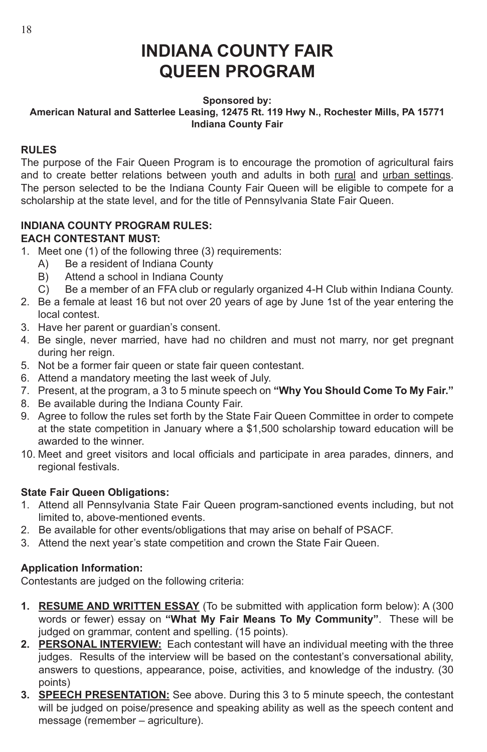# INDIANA COUNTY FAIR QUEEN PROGRAM

**Sponsored by:**
**American Natural and Satterlee Leasing, 12475 Rt. 119 Hwy N., Rochester Mills, PA 15771**
**Indiana County Fair**

**RULES**

The purpose of the Fair Queen Program is to encourage the promotion of agricultural fairs and to create better relations between youth and adults in both rural and urban settings. The person selected to be the Indiana County Fair Queen will be eligible to compete for a scholarship at the state level, and for the title of Pennsylvania State Fair Queen.

**INDIANA COUNTY PROGRAM RULES:**
**EACH CONTESTANT MUST:**

1. Meet one (1) of the following three (3) requirements:
   - A) Be a resident of Indiana County
   - B) Attend a school in Indiana County
   - C) Be a member of an FFA club or regularly organized 4-H Club within Indiana County.
2. Be a female at least 16 but not over 20 years of age by June 1st of the year entering the local contest.
3. Have her parent or guardian's consent.
4. Be single, never married, have had no children and must not marry, nor get pregnant during her reign.
5. Not be a former fair queen or state fair queen contestant.
6. Attend a mandatory meeting the last week of July.
7. Present, at the program, a 3 to 5 minute speech on **"Why You Should Come To My Fair."**
8. Be available during the Indiana County Fair.
9. Agree to follow the rules set forth by the State Fair Queen Committee in order to compete at the state competition in January where a $1,500 scholarship toward education will be awarded to the winner.
10. Meet and greet visitors and local officials and participate in area parades, dinners, and regional festivals.

**State Fair Queen Obligations:**

1. Attend all Pennsylvania State Fair Queen program-sanctioned events including, but not limited to, above-mentioned events.
2. Be available for other events/obligations that may arise on behalf of PSACF.
3. Attend the next year's state competition and crown the State Fair Queen.

**Application Information:**

Contestants are judged on the following criteria:

1. **RESUME AND WRITTEN ESSAY** (To be submitted with application form below): A (300 words or fewer) essay on **"What My Fair Means To My Community"**. These will be judged on grammar, content and spelling. (15 points).
2. **PERSONAL INTERVIEW:** Each contestant will have an individual meeting with the three judges. Results of the interview will be based on the contestant's conversational ability, answers to questions, appearance, poise, activities, and knowledge of the industry. (30 points)
3. **SPEECH PRESENTATION:** See above. During this 3 to 5 minute speech, the contestant will be judged on poise/presence and speaking ability as well as the speech content and message (remember – agriculture).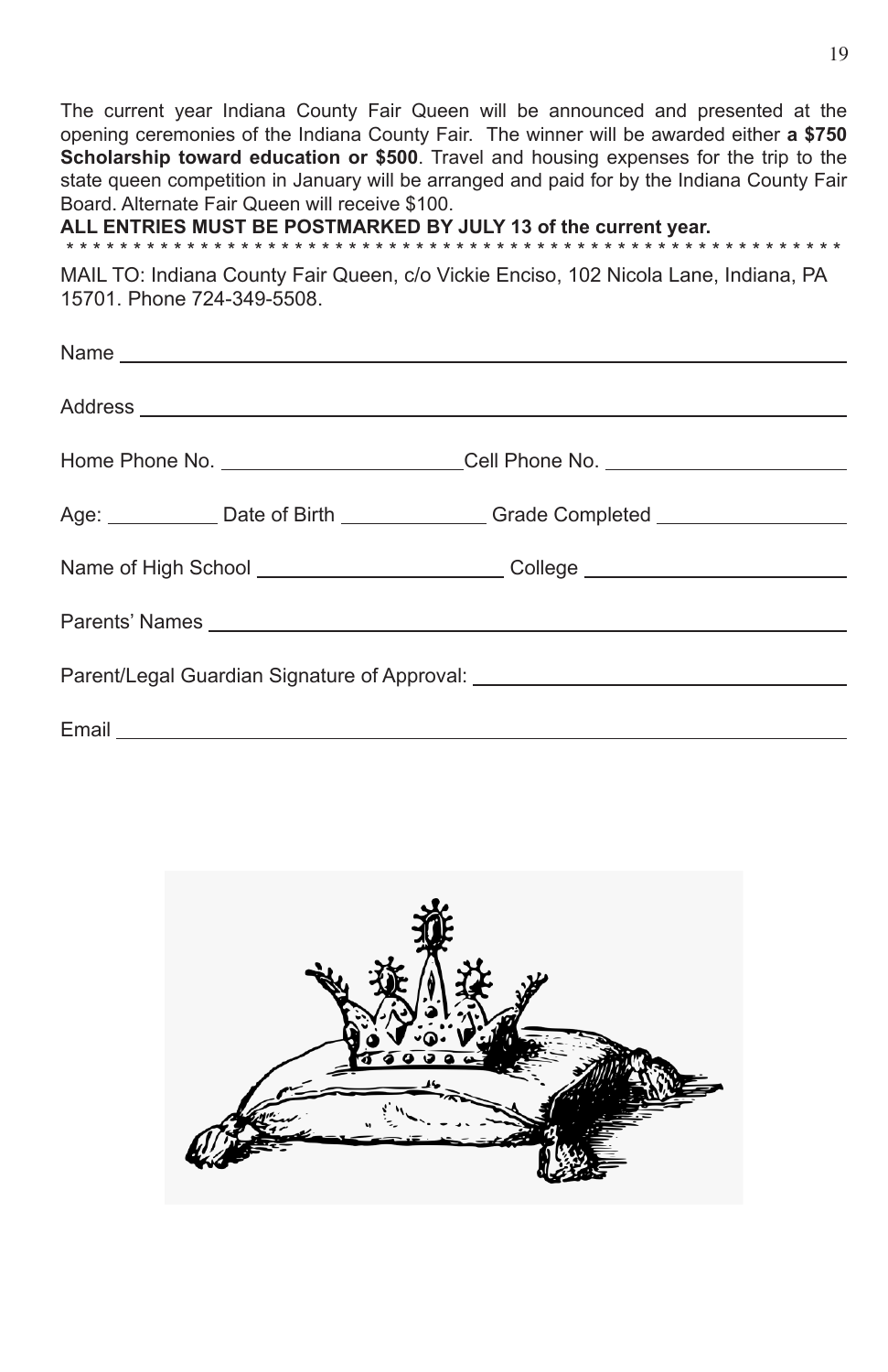The current year Indiana County Fair Queen will be announced and presented at the opening ceremonies of the Indiana County Fair. The winner will be awarded either **a $750 Scholarship toward education or $500**. Travel and housing expenses for the trip to the state queen competition in January will be arranged and paid for by the Indiana County Fair Board. Alternate Fair Queen will receive $100.

**ALL ENTRIES MUST BE POSTMARKED BY JULY 13 of the current year.**

* * * * * * * * * * * * * * * * * * * * * * * * * * * * * * * * * * * * * * * * * * * * * * * * * * * * * * * * * * *

MAIL TO: Indiana County Fair Queen, c/o Vickie Enciso, 102 Nicola Lane, Indiana, PA 15701. Phone 724-349-5508.

Name ______________________________________________

Address ______________________________________________

Home Phone No. ____________________ Cell Phone No. ____________________

Age: __________ Date of Birth ____________ Grade Completed ______________

Name of High School ____________________ College ____________________

Parents' Names ______________________________________________

Parent/Legal Guardian Signature of Approval: ______________________________

Email ______________________________________________